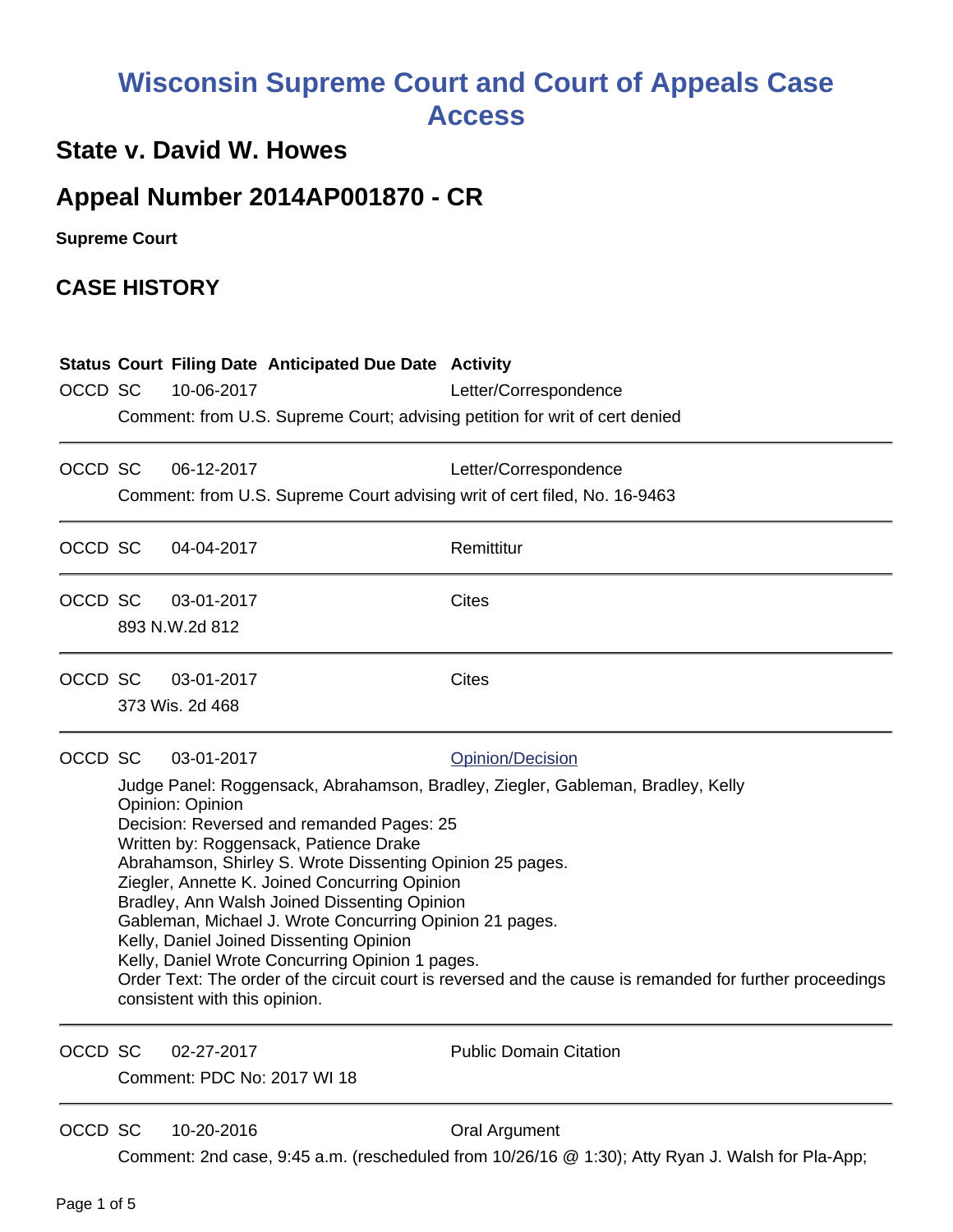# Wisconsin Supreme Court and Court of Appeals Case Access

## State v. David W. Howes

## Appeal Number 2014AP001870 - CR

**Supreme Court**

## CASE HISTORY

| Status | Court | Filing Date | Anticipated Due Date | Activity |
|---|---|---|---|---|
| OCCD | SC | 10-06-2017 | | Letter/Correspondence |

Comment: from U.S. Supreme Court; advising petition for writ of cert denied

---

| Status | Court | Filing Date | Anticipated Due Date | Activity |
|---|---|---|---|---|
| OCCD | SC | 06-12-2017 | | Letter/Correspondence |

Comment: from U.S. Supreme Court advising writ of cert filed, No. 16-9463

---

| Status | Court | Filing Date | Anticipated Due Date | Activity |
|---|---|---|---|---|
| OCCD | SC | 04-04-2017 | | Remittitur |

---

| Status | Court | Filing Date | Anticipated Due Date | Activity |
|---|---|---|---|---|
| OCCD | SC | 03-01-2017 | | Cites |

893 N.W.2d 812

---

| Status | Court | Filing Date | Anticipated Due Date | Activity |
|---|---|---|---|---|
| OCCD | SC | 03-01-2017 | | Cites |

373 Wis. 2d 468

---

| Status | Court | Filing Date | Anticipated Due Date | Activity |
|---|---|---|---|---|
| OCCD | SC | 03-01-2017 | | Opinion/Decision |

Judge Panel: Roggensack, Abrahamson, Bradley, Ziegler, Gableman, Bradley, Kelly
Opinion: Opinion
Decision: Reversed and remanded Pages: 25
Written by: Roggensack, Patience Drake
Abrahamson, Shirley S. Wrote Dissenting Opinion 25 pages.
Ziegler, Annette K. Joined Concurring Opinion
Bradley, Ann Walsh Joined Dissenting Opinion
Gableman, Michael J. Wrote Concurring Opinion 21 pages.
Kelly, Daniel Joined Dissenting Opinion
Kelly, Daniel Wrote Concurring Opinion 1 pages.
Order Text: The order of the circuit court is reversed and the cause is remanded for further proceedings consistent with this opinion.

---

| Status | Court | Filing Date | Anticipated Due Date | Activity |
|---|---|---|---|---|
| OCCD | SC | 02-27-2017 | | Public Domain Citation |

Comment: PDC No: 2017 WI 18

---

| Status | Court | Filing Date | Anticipated Due Date | Activity |
|---|---|---|---|---|
| OCCD | SC | 10-20-2016 | | Oral Argument |

Comment: 2nd case, 9:45 a.m. (rescheduled from 10/26/16 @ 1:30); Atty Ryan J. Walsh for Pla-App;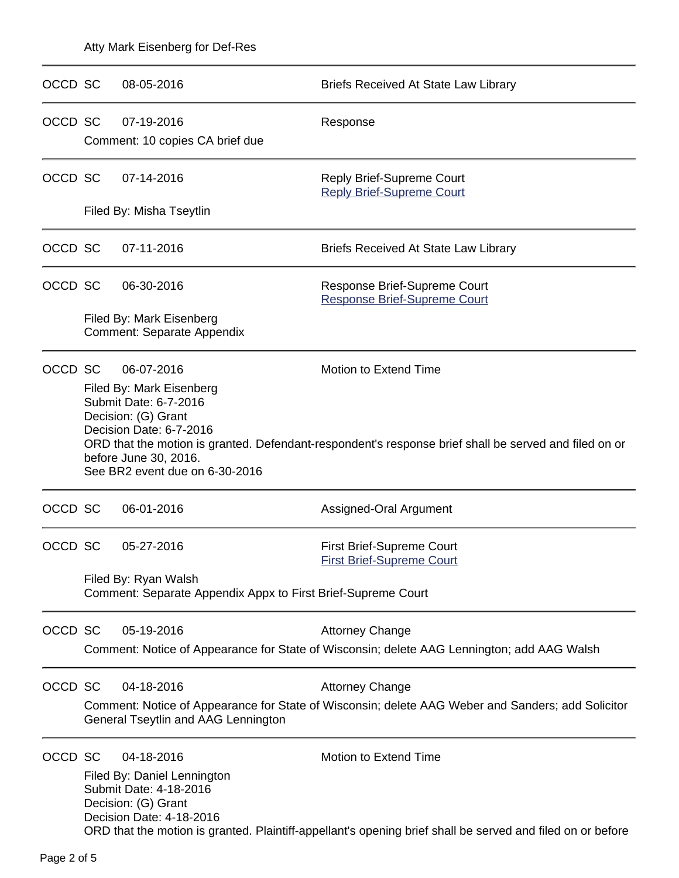Atty Mark Eisenberg for Def-Res

---

OCCD SC 08-05-2016 — Briefs Received At State Law Library

---

OCCD SC 07-19-2016 — Response

Comment: 10 copies CA brief due

---

OCCD SC 07-14-2016 — Reply Brief-Supreme Court

[Reply Brief-Supreme Court]

Filed By: Misha Tseytlin

---

OCCD SC 07-11-2016 — Briefs Received At State Law Library

---

OCCD SC 06-30-2016 — Response Brief-Supreme Court

[Response Brief-Supreme Court]

Filed By: Mark Eisenberg
Comment: Separate Appendix

---

OCCD SC 06-07-2016 — Motion to Extend Time

Filed By: Mark Eisenberg
Submit Date: 6-7-2016
Decision: (G) Grant
Decision Date: 6-7-2016
ORD that the motion is granted. Defendant-respondent's response brief shall be served and filed on or before June 30, 2016.
See BR2 event due on 6-30-2016

---

OCCD SC 06-01-2016 — Assigned-Oral Argument

---

OCCD SC 05-27-2016 — First Brief-Supreme Court

[First Brief-Supreme Court]

Filed By: Ryan Walsh
Comment: Separate Appendix Appx to First Brief-Supreme Court

---

OCCD SC 05-19-2016 — Attorney Change

Comment: Notice of Appearance for State of Wisconsin; delete AAG Lennington; add AAG Walsh

---

OCCD SC 04-18-2016 — Attorney Change

Comment: Notice of Appearance for State of Wisconsin; delete AAG Weber and Sanders; add Solicitor General Tseytlin and AAG Lennington

---

OCCD SC 04-18-2016 — Motion to Extend Time

Filed By: Daniel Lennington
Submit Date: 4-18-2016
Decision: (G) Grant
Decision Date: 4-18-2016
ORD that the motion is granted. Plaintiff-appellant's opening brief shall be served and filed on or before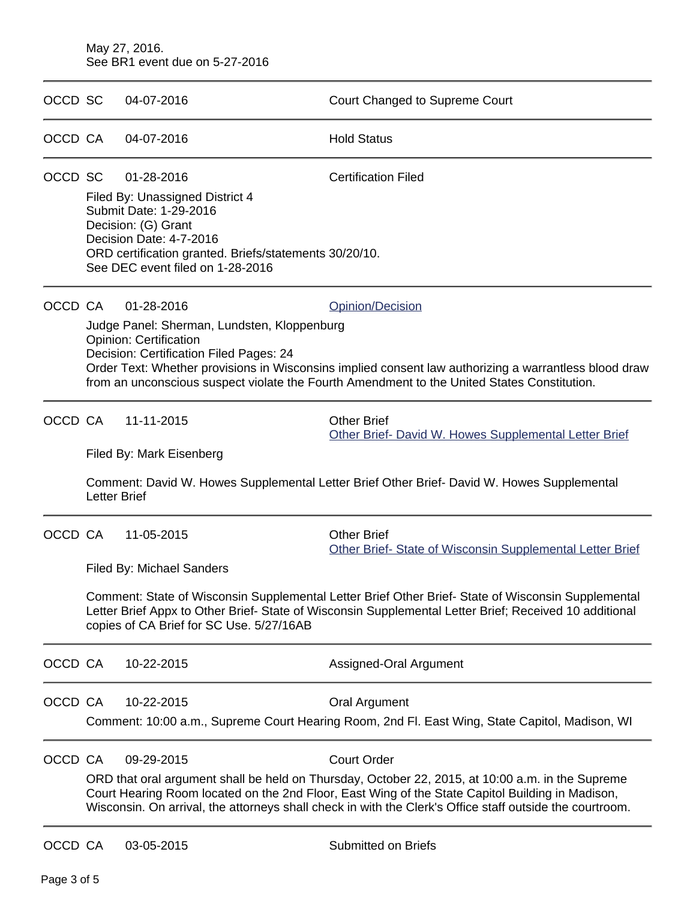May 27, 2016.
See BR1 event due on 5-27-2016

---

OCCD SC 04-07-2016 Court Changed to Supreme Court

---

OCCD CA 04-07-2016 Hold Status

---

OCCD SC 01-28-2016 Certification Filed

Filed By: Unassigned District 4
Submit Date: 1-29-2016
Decision: (G) Grant
Decision Date: 4-7-2016
ORD certification granted. Briefs/statements 30/20/10.
See DEC event filed on 1-28-2016

---

OCCD CA 01-28-2016 Opinion/Decision

Judge Panel: Sherman, Lundsten, Kloppenburg
Opinion: Certification
Decision: Certification Filed Pages: 24
Order Text: Whether provisions in Wisconsins implied consent law authorizing a warrantless blood draw from an unconscious suspect violate the Fourth Amendment to the United States Constitution.

---

OCCD CA 11-11-2015 Other Brief
Other Brief- David W. Howes Supplemental Letter Brief

Filed By: Mark Eisenberg

Comment: David W. Howes Supplemental Letter Brief Other Brief- David W. Howes Supplemental Letter Brief

---

OCCD CA 11-05-2015 Other Brief
Other Brief- State of Wisconsin Supplemental Letter Brief

Filed By: Michael Sanders

Comment: State of Wisconsin Supplemental Letter Brief Other Brief- State of Wisconsin Supplemental Letter Brief Appx to Other Brief- State of Wisconsin Supplemental Letter Brief; Received 10 additional copies of CA Brief for SC Use. 5/27/16AB

---

OCCD CA 10-22-2015 Assigned-Oral Argument

---

OCCD CA 10-22-2015 Oral Argument

Comment: 10:00 a.m., Supreme Court Hearing Room, 2nd Fl. East Wing, State Capitol, Madison, WI

---

OCCD CA 09-29-2015 Court Order

ORD that oral argument shall be held on Thursday, October 22, 2015, at 10:00 a.m. in the Supreme Court Hearing Room located on the 2nd Floor, East Wing of the State Capitol Building in Madison, Wisconsin. On arrival, the attorneys shall check in with the Clerk's Office staff outside the courtroom.

---

OCCD CA 03-05-2015 Submitted on Briefs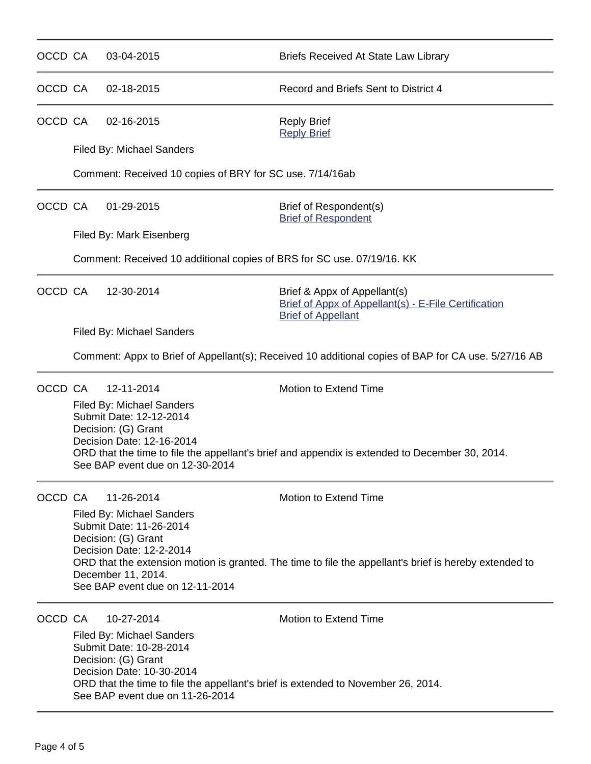| | | | |
|---|---|---|---|
| OCCD | CA | 03-04-2015 | Briefs Received At State Law Library |
| OCCD | CA | 02-18-2015 | Record and Briefs Sent to District 4 |
| OCCD | CA | 02-16-2015 | Reply Brief<br>Reply Brief |

Filed By: Michael Sanders

Comment: Received 10 copies of BRY for SC use. 7/14/16ab

---

| | | | |
|---|---|---|---|
| OCCD | CA | 01-29-2015 | Brief of Respondent(s)<br>Brief of Respondent |

Filed By: Mark Eisenberg

Comment: Received 10 additional copies of BRS for SC use. 07/19/16. KK

---

| | | | |
|---|---|---|---|
| OCCD | CA | 12-30-2014 | Brief & Appx of Appellant(s)<br>Brief of Appx of Appellant(s) - E-File Certification<br>Brief of Appellant |

Filed By: Michael Sanders

Comment: Appx to Brief of Appellant(s); Received 10 additional copies of BAP for CA use. 5/27/16 AB

---

| | | | |
|---|---|---|---|
| OCCD | CA | 12-11-2014 | Motion to Extend Time |

Filed By: Michael Sanders
Submit Date: 12-12-2014
Decision: (G) Grant
Decision Date: 12-16-2014
ORD that the time to file the appellant's brief and appendix is extended to December 30, 2014.
See BAP event due on 12-30-2014

---

| | | | |
|---|---|---|---|
| OCCD | CA | 11-26-2014 | Motion to Extend Time |

Filed By: Michael Sanders
Submit Date: 11-26-2014
Decision: (G) Grant
Decision Date: 12-2-2014
ORD that the extension motion is granted. The time to file the appellant's brief is hereby extended to December 11, 2014.
See BAP event due on 12-11-2014

---

| | | | |
|---|---|---|---|
| OCCD | CA | 10-27-2014 | Motion to Extend Time |

Filed By: Michael Sanders
Submit Date: 10-28-2014
Decision: (G) Grant
Decision Date: 10-30-2014
ORD that the time to file the appellant's brief is extended to November 26, 2014.
See BAP event due on 11-26-2014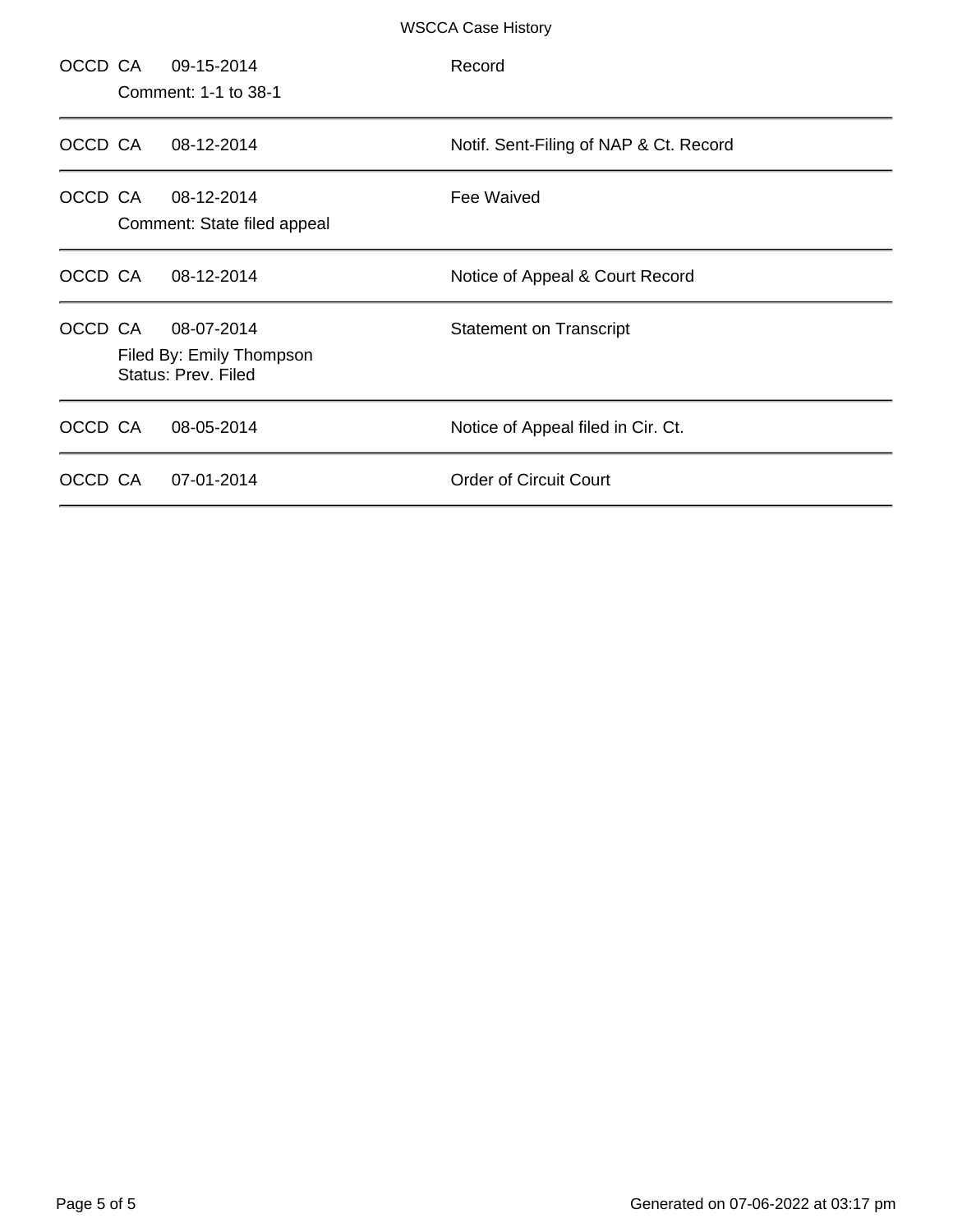| | | | |
|---|---|---|---|
| OCCD | CA | 09-15-2014<br>Comment: 1-1 to 38-1 | Record |
| OCCD | CA | 08-12-2014 | Notif. Sent-Filing of NAP & Ct. Record |
| OCCD | CA | 08-12-2014<br>Comment: State filed appeal | Fee Waived |
| OCCD | CA | 08-12-2014 | Notice of Appeal & Court Record |
| OCCD | CA | 08-07-2014<br>Filed By: Emily Thompson<br>Status: Prev. Filed | Statement on Transcript |
| OCCD | CA | 08-05-2014 | Notice of Appeal filed in Cir. Ct. |
| OCCD | CA | 07-01-2014 | Order of Circuit Court |

Generated on 07-06-2022 at 03:17 pm